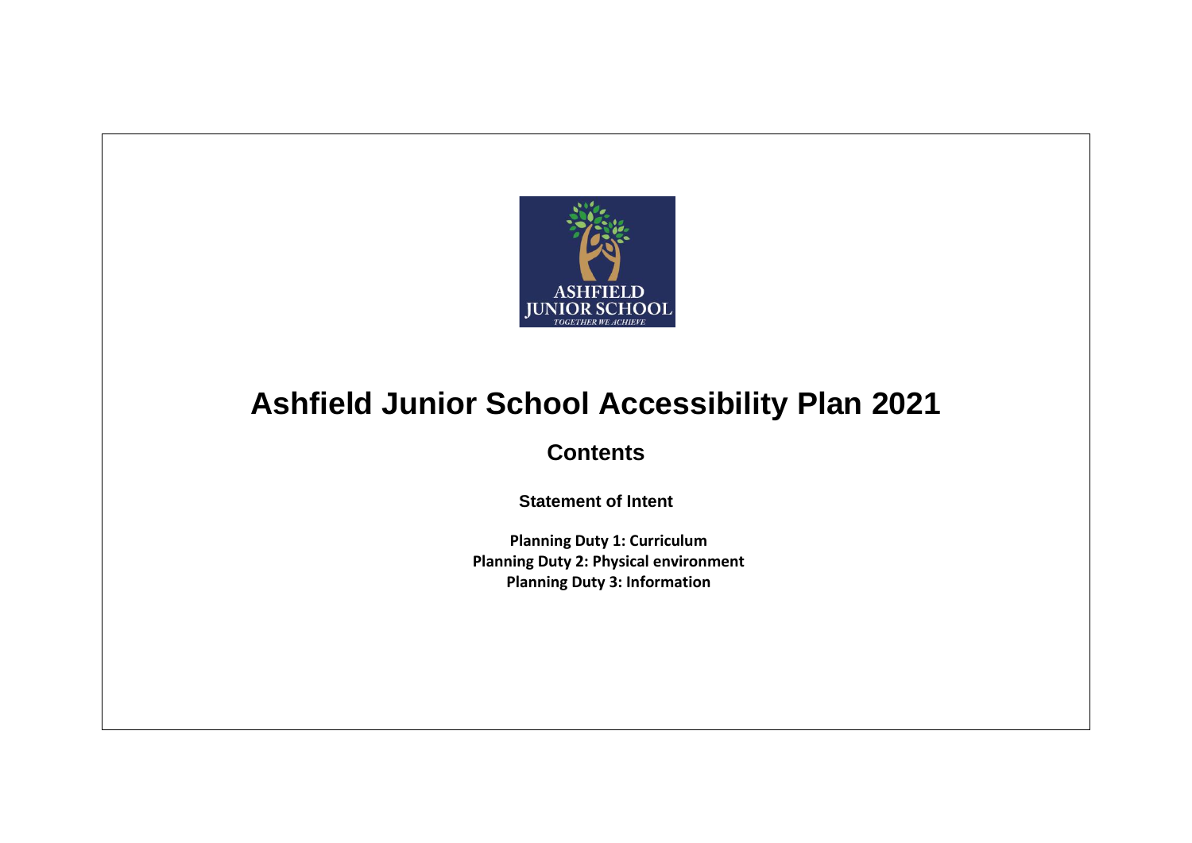# Ashfield Junior School Accessibility Plan 2021

## Contents

**Statement of Intent**

**Planning Duty 1: Curriculum**
**Planning Duty 2: Physical environment**
**Planning Duty 3: Information**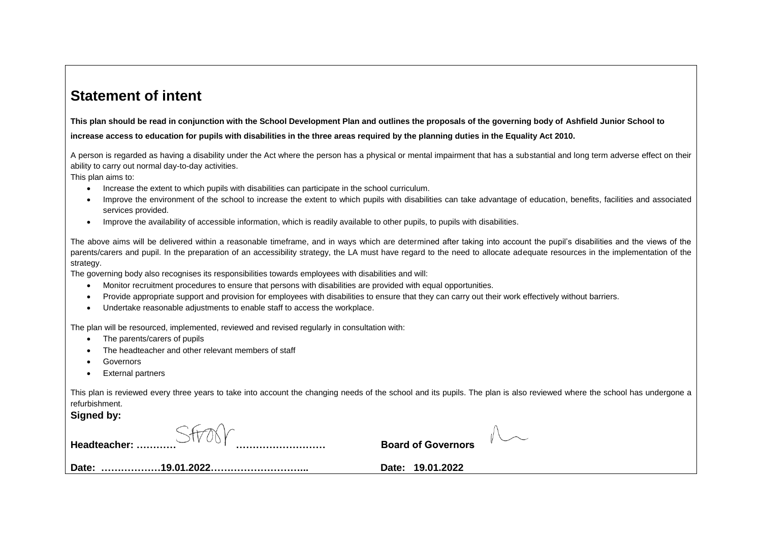## Statement of intent

**This plan should be read in conjunction with the School Development Plan and outlines the proposals of the governing body of Ashfield Junior School to increase access to education for pupils with disabilities in the three areas required by the planning duties in the Equality Act 2010.**

A person is regarded as having a disability under the Act where the person has a physical or mental impairment that has a substantial and long term adverse effect on their ability to carry out normal day-to-day activities.

This plan aims to:

- Increase the extent to which pupils with disabilities can participate in the school curriculum.
- Improve the environment of the school to increase the extent to which pupils with disabilities can take advantage of education, benefits, facilities and associated services provided.
- Improve the availability of accessible information, which is readily available to other pupils, to pupils with disabilities.

The above aims will be delivered within a reasonable timeframe, and in ways which are determined after taking into account the pupil's disabilities and the views of the parents/carers and pupil. In the preparation of an accessibility strategy, the LA must have regard to the need to allocate adequate resources in the implementation of the strategy.

The governing body also recognises its responsibilities towards employees with disabilities and will:

- Monitor recruitment procedures to ensure that persons with disabilities are provided with equal opportunities.
- Provide appropriate support and provision for employees with disabilities to ensure that they can carry out their work effectively without barriers.
- Undertake reasonable adjustments to enable staff to access the workplace.

The plan will be resourced, implemented, reviewed and revised regularly in consultation with:

- The parents/carers of pupils
- The headteacher and other relevant members of staff
- Governors
- External partners

This plan is reviewed every three years to take into account the changing needs of the school and its pupils. The plan is also reviewed where the school has undergone a refurbishment.

**Signed by:**

**Headteacher: …………[signature]………………………** **Board of Governors** [signature]

**Date: ………………19.01.2022…………………………..** **Date: 19.01.2022**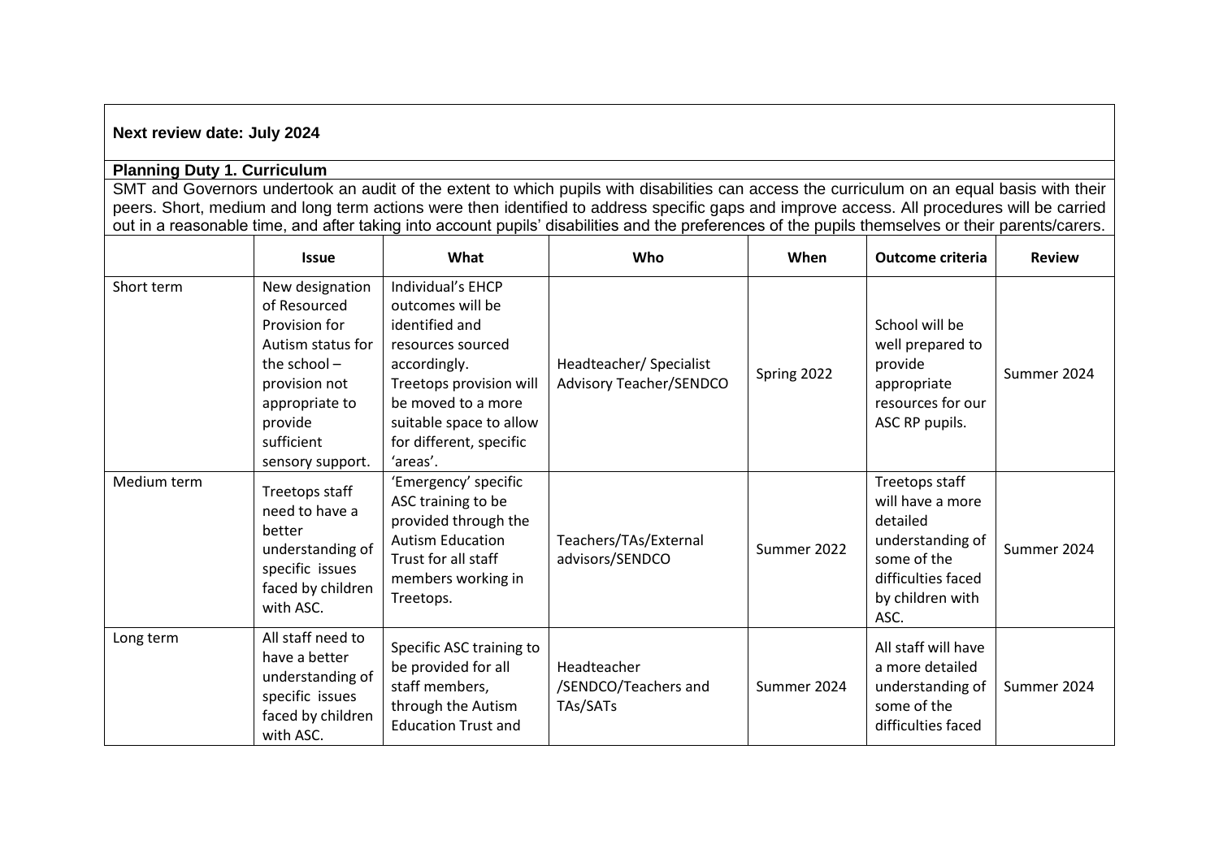**Next review date: July 2024**

**Planning Duty 1. Curriculum**

SMT and Governors undertook an audit of the extent to which pupils with disabilities can access the curriculum on an equal basis with their peers. Short, medium and long term actions were then identified to address specific gaps and improve access. All procedures will be carried out in a reasonable time, and after taking into account pupils' disabilities and the preferences of the pupils themselves or their parents/carers.

| | Issue | What | Who | When | Outcome criteria | Review |
|---|---|---|---|---|---|---|
| Short term | New designation of Resourced Provision for Autism status for the school – provision not appropriate to provide sufficient sensory support. | Individual's EHCP outcomes will be identified and resources sourced accordingly. Treetops provision will be moved to a more suitable space to allow for different, specific 'areas'. | Headteacher/ Specialist Advisory Teacher/SENDCO | Spring 2022 | School will be well prepared to provide appropriate resources for our ASC RP pupils. | Summer 2024 |
| Medium term | Treetops staff need to have a better understanding of specific issues faced by children with ASC. | 'Emergency' specific ASC training to be provided through the Autism Education Trust for all staff members working in Treetops. | Teachers/TAs/External advisors/SENDCO | Summer 2022 | Treetops staff will have a more detailed understanding of some of the difficulties faced by children with ASC. | Summer 2024 |
| Long term | All staff need to have a better understanding of specific issues faced by children with ASC. | Specific ASC training to be provided for all staff members, through the Autism Education Trust and | Headteacher /SENDCO/Teachers and TAs/SATs | Summer 2024 | All staff will have a more detailed understanding of some of the difficulties faced | Summer 2024 |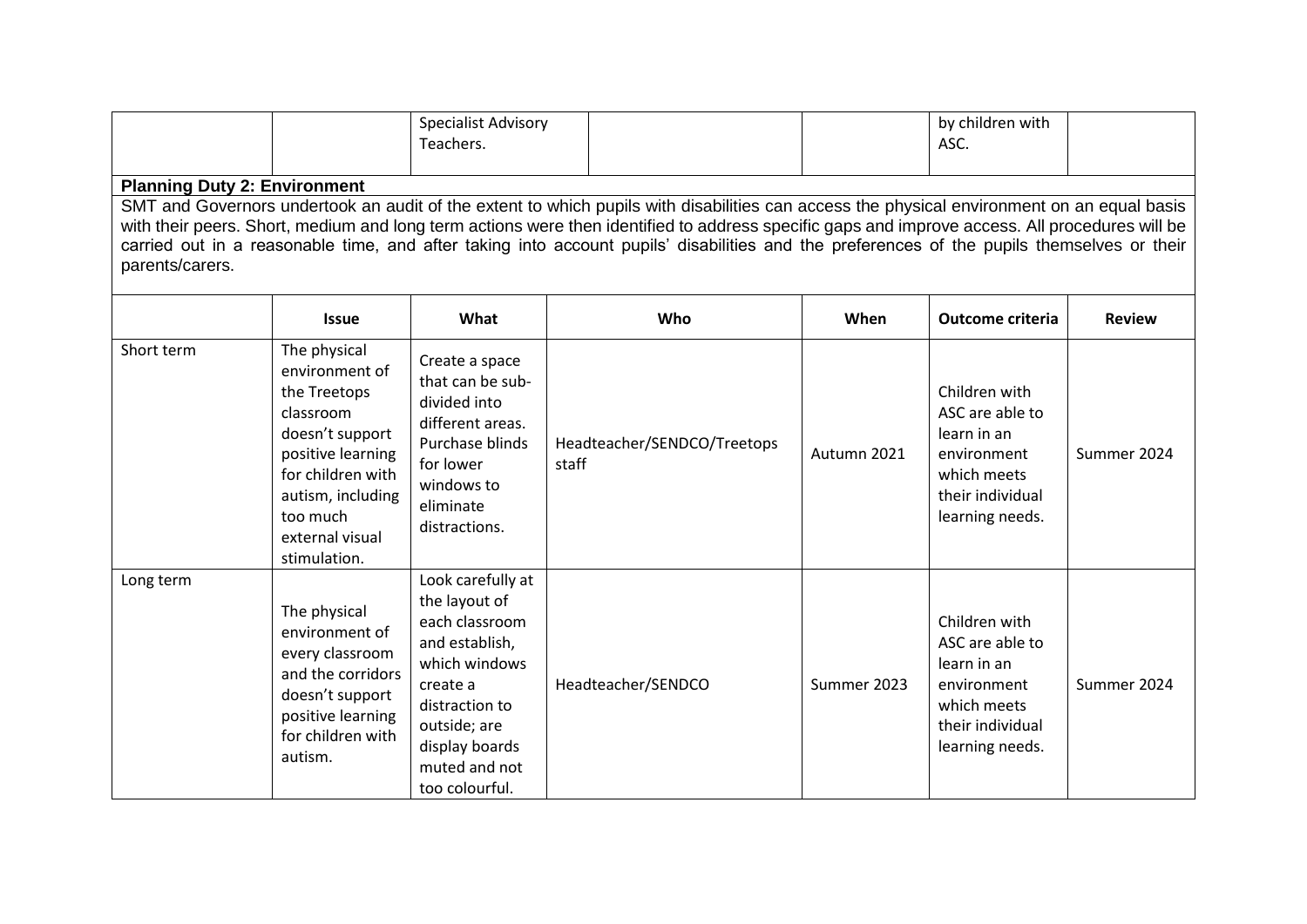|  |  | Specialist Advisory Teachers. |  |  | by children with ASC. |  |
|---|---|---|---|---|---|---|

**Planning Duty 2: Environment**

SMT and Governors undertook an audit of the extent to which pupils with disabilities can access the physical environment on an equal basis with their peers. Short, medium and long term actions were then identified to address specific gaps and improve access. All procedures will be carried out in a reasonable time, and after taking into account pupils' disabilities and the preferences of the pupils themselves or their parents/carers.

|  | Issue | What | Who | When | Outcome criteria | Review |
|---|---|---|---|---|---|---|
| Short term | The physical environment of the Treetops classroom doesn't support positive learning for children with autism, including too much external visual stimulation. | Create a space that can be sub-divided into different areas. Purchase blinds for lower windows to eliminate distractions. | Headteacher/SENDCO/Treetops staff | Autumn 2021 | Children with ASC are able to learn in an environment which meets their individual learning needs. | Summer 2024 |
| Long term | The physical environment of every classroom and the corridors doesn't support positive learning for children with autism. | Look carefully at the layout of each classroom and establish, which windows create a distraction to outside; are display boards muted and not too colourful. | Headteacher/SENDCO | Summer 2023 | Children with ASC are able to learn in an environment which meets their individual learning needs. | Summer 2024 |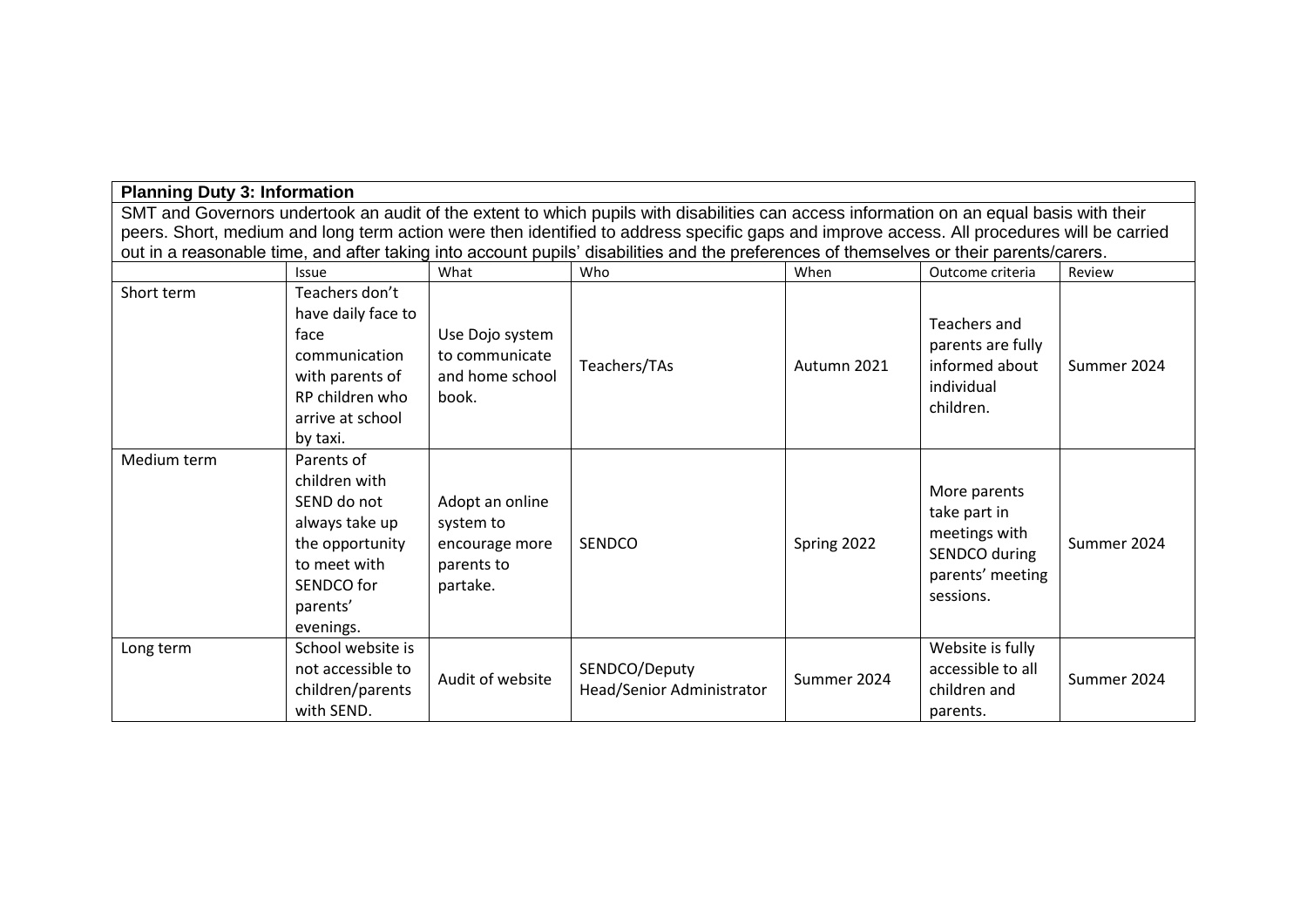**Planning Duty 3: Information**

SMT and Governors undertook an audit of the extent to which pupils with disabilities can access information on an equal basis with their peers. Short, medium and long term action were then identified to address specific gaps and improve access. All procedures will be carried out in a reasonable time, and after taking into account pupils' disabilities and the preferences of themselves or their parents/carers.

| | Issue | What | Who | When | Outcome criteria | Review |
|---|---|---|---|---|---|---|
| Short term | Teachers don't have daily face to face communication with parents of RP children who arrive at school by taxi. | Use Dojo system to communicate and home school book. | Teachers/TAs | Autumn 2021 | Teachers and parents are fully informed about individual children. | Summer 2024 |
| Medium term | Parents of children with SEND do not always take up the opportunity to meet with SENDCO for parents' evenings. | Adopt an online system to encourage more parents to partake. | SENDCO | Spring 2022 | More parents take part in meetings with SENDCO during parents' meeting sessions. | Summer 2024 |
| Long term | School website is not accessible to children/parents with SEND. | Audit of website | SENDCO/Deputy Head/Senior Administrator | Summer 2024 | Website is fully accessible to all children and parents. | Summer 2024 |